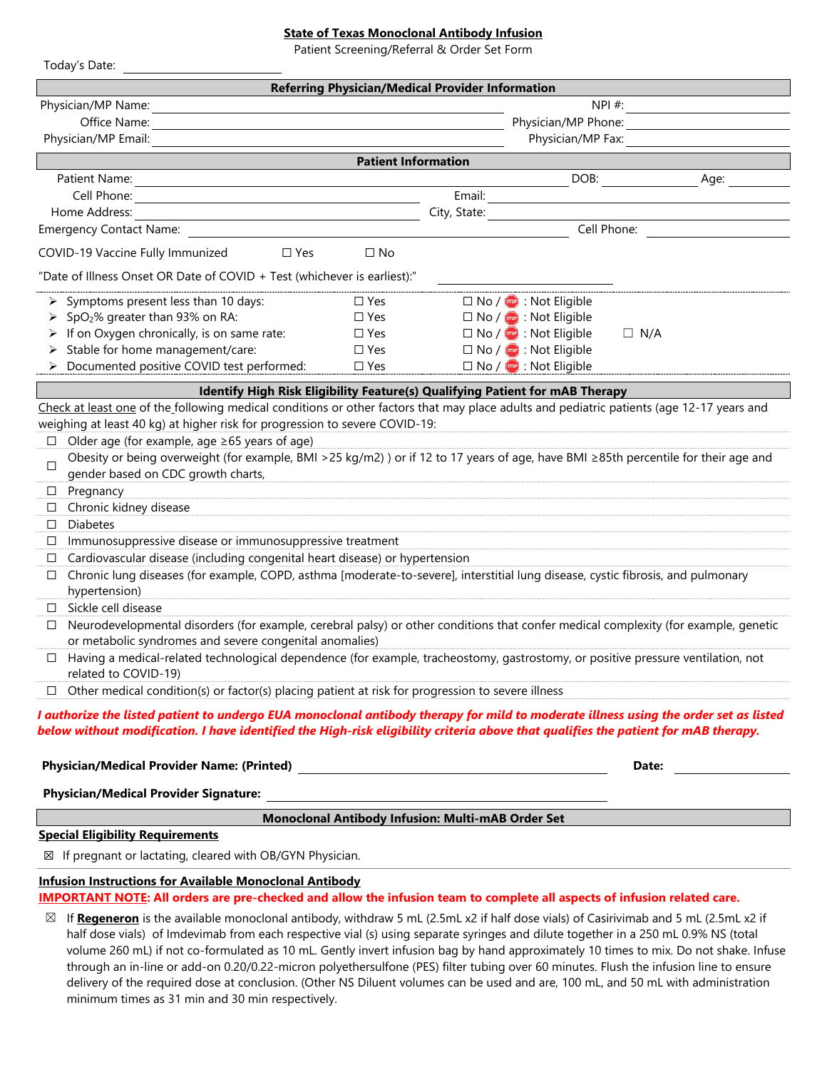## State of Texas Monoclonal Antibody Infusion

Patient Screening/Referral & Order Set Form

Today's Date: ______________________

### Referring Physician/Medical Provider Information

Physician/MP Name: ______________________ NPI #: ______________________

Office Name: ______________________ Physician/MP Phone: ______________________

Physician/MP Email: ______________________ Physician/MP Fax: ______________________

### Patient Information

Patient Name: ______________________ DOB: ____________ Age: ________

Cell Phone: ______________________ Email: ______________________

Home Address: ______________________ City, State: ______________________

Emergency Contact Name: ______________________ Cell Phone: ______________________

COVID-19 Vaccine Fully Immunized ☐ Yes ☐ No

"Date of Illness Onset OR Date of COVID + Test (whichever is earliest):" ______________________

| | | | |
|---|---|---|---|
| ➢ Symptoms present less than 10 days: | ☐ Yes | ☐ No / STOP : Not Eligible | |
| ➢ $SpO_2$% greater than 93% on RA: | ☐ Yes | ☐ No / STOP : Not Eligible | |
| ➢ If on Oxygen chronically, is on same rate: | ☐ Yes | ☐ No / STOP : Not Eligible | ☐ N/A |
| ➢ Stable for home management/care: | ☐ Yes | ☐ No / STOP : Not Eligible | |
| ➢ Documented positive COVID test performed: | ☐ Yes | ☐ No / STOP : Not Eligible | |

### Identify High Risk Eligibility Feature(s) Qualifying Patient for mAB Therapy

Check at least one of the following medical conditions or other factors that may place adults and pediatric patients (age 12-17 years and weighing at least 40 kg) at higher risk for progression to severe COVID-19:

- ☐ Older age (for example, age ≥65 years of age)
- ☐ Obesity or being overweight (for example, BMI >25 kg/m2) ) or if 12 to 17 years of age, have BMI ≥85th percentile for their age and gender based on CDC growth charts,
- ☐ Pregnancy
- ☐ Chronic kidney disease
- ☐ Diabetes
- ☐ Immunosuppressive disease or immunosuppressive treatment
- ☐ Cardiovascular disease (including congenital heart disease) or hypertension
- ☐ Chronic lung diseases (for example, COPD, asthma [moderate-to-severe], interstitial lung disease, cystic fibrosis, and pulmonary hypertension)
- ☐ Sickle cell disease
- ☐ Neurodevelopmental disorders (for example, cerebral palsy) or other conditions that confer medical complexity (for example, genetic or metabolic syndromes and severe congenital anomalies)
- ☐ Having a medical-related technological dependence (for example, tracheostomy, gastrostomy, or positive pressure ventilation, not related to COVID-19)
- ☐ Other medical condition(s) or factor(s) placing patient at risk for progression to severe illness

***I authorize the listed patient to undergo EUA monoclonal antibody therapy for mild to moderate illness using the order set as listed below without modification. I have identified the High-risk eligibility criteria above that qualifies the patient for mAB therapy.***

**Physician/Medical Provider Name: (Printed)** ______________________ **Date:** ____________

**Physician/Medical Provider Signature:** ______________________

### Monoclonal Antibody Infusion: Multi-mAB Order Set

**Special Eligibility Requirements**

☒ If pregnant or lactating, cleared with OB/GYN Physician.

**Infusion Instructions for Available Monoclonal Antibody**

**IMPORTANT NOTE: All orders are pre-checked and allow the infusion team to complete all aspects of infusion related care.**

☒ If **Regeneron** is the available monoclonal antibody, withdraw 5 mL (2.5mL x2 if half dose vials) of Casirivimab and 5 mL (2.5mL x2 if half dose vials) of Imdevimab from each respective vial (s) using separate syringes and dilute together in a 250 mL 0.9% NS (total volume 260 mL) if not co-formulated as 10 mL. Gently invert infusion bag by hand approximately 10 times to mix. Do not shake. Infuse through an in-line or add-on 0.20/0.22-micron polyethersulfone (PES) filter tubing over 60 minutes. Flush the infusion line to ensure delivery of the required dose at conclusion. (Other NS Diluent volumes can be used and are, 100 mL, and 50 mL with administration minimum times as 31 min and 30 min respectively.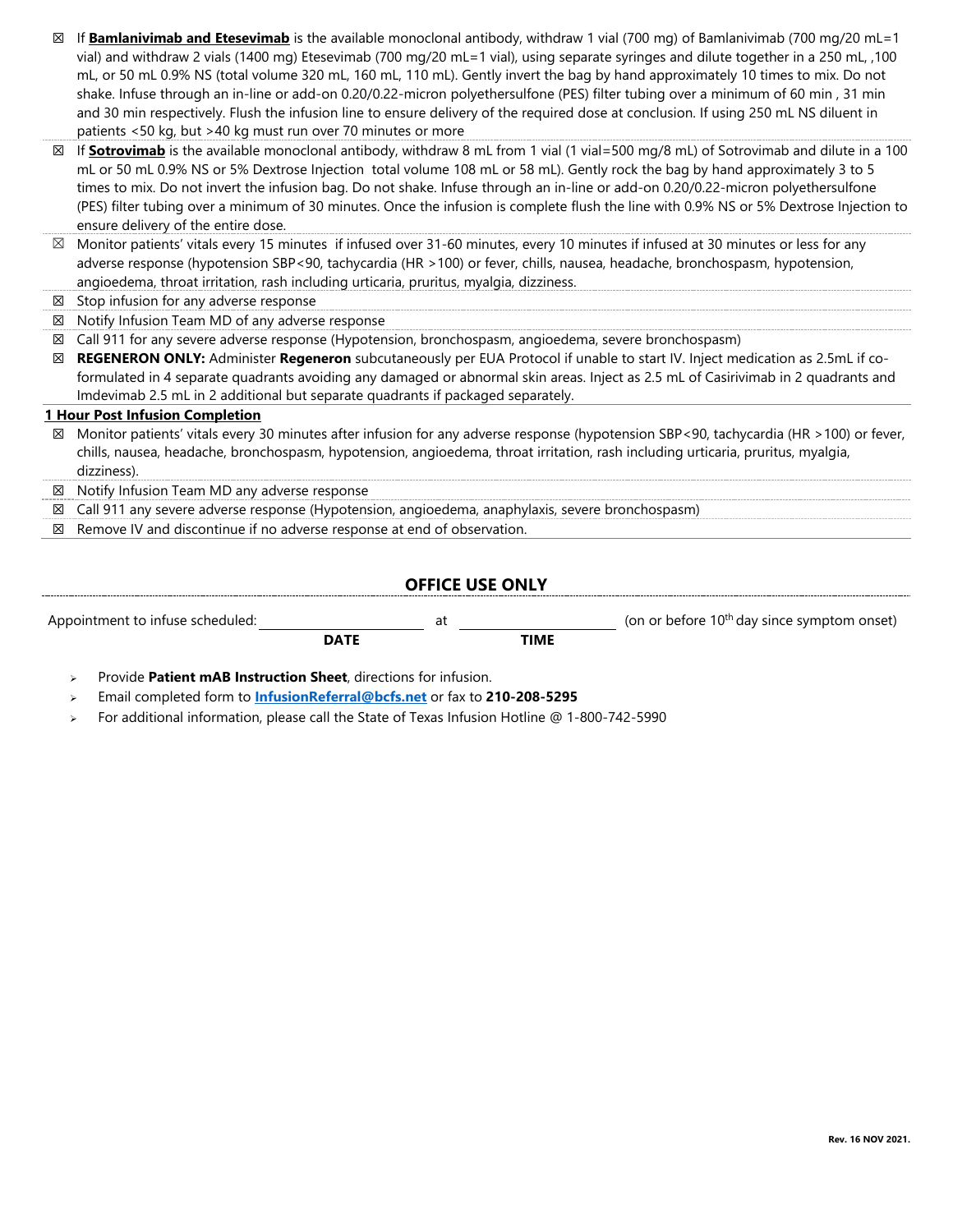- ☒ If **Bamlanivimab and Etesevimab** is the available monoclonal antibody, withdraw 1 vial (700 mg) of Bamlanivimab (700 mg/20 mL=1 vial) and withdraw 2 vials (1400 mg) Etesevimab (700 mg/20 mL=1 vial), using separate syringes and dilute together in a 250 mL, ,100 mL, or 50 mL 0.9% NS (total volume 320 mL, 160 mL, 110 mL). Gently invert the bag by hand approximately 10 times to mix. Do not shake. Infuse through an in-line or add-on 0.20/0.22-micron polyethersulfone (PES) filter tubing over a minimum of 60 min , 31 min and 30 min respectively. Flush the infusion line to ensure delivery of the required dose at conclusion. If using 250 mL NS diluent in patients <50 kg, but >40 kg must run over 70 minutes or more
- ☒ If **Sotrovimab** is the available monoclonal antibody, withdraw 8 mL from 1 vial (1 vial=500 mg/8 mL) of Sotrovimab and dilute in a 100 mL or 50 mL 0.9% NS or 5% Dextrose Injection total volume 108 mL or 58 mL). Gently rock the bag by hand approximately 3 to 5 times to mix. Do not invert the infusion bag. Do not shake. Infuse through an in-line or add-on 0.20/0.22-micron polyethersulfone (PES) filter tubing over a minimum of 30 minutes. Once the infusion is complete flush the line with 0.9% NS or 5% Dextrose Injection to ensure delivery of the entire dose.
- ☒ Monitor patients' vitals every 15 minutes if infused over 31-60 minutes, every 10 minutes if infused at 30 minutes or less for any adverse response (hypotension SBP<90, tachycardia (HR >100) or fever, chills, nausea, headache, bronchospasm, hypotension, angioedema, throat irritation, rash including urticaria, pruritus, myalgia, dizziness.
- ☒ Stop infusion for any adverse response
- ☒ Notify Infusion Team MD of any adverse response
- ☒ Call 911 for any severe adverse response (Hypotension, bronchospasm, angioedema, severe bronchospasm)
- ☒ **REGENERON ONLY:** Administer **Regeneron** subcutaneously per EUA Protocol if unable to start IV. Inject medication as 2.5mL if co-formulated in 4 separate quadrants avoiding any damaged or abnormal skin areas. Inject as 2.5 mL of Casirivimab in 2 quadrants and Imdevimab 2.5 mL in 2 additional but separate quadrants if packaged separately.

**1 Hour Post Infusion Completion**

- ☒ Monitor patients' vitals every 30 minutes after infusion for any adverse response (hypotension SBP<90, tachycardia (HR >100) or fever, chills, nausea, headache, bronchospasm, hypotension, angioedema, throat irritation, rash including urticaria, pruritus, myalgia, dizziness).
- ☒ Notify Infusion Team MD any adverse response
- ☒ Call 911 any severe adverse response (Hypotension, angioedema, anaphylaxis, severe bronchospasm)
- ☒ Remove IV and discontinue if no adverse response at end of observation.

## OFFICE USE ONLY

Appointment to infuse scheduled: ____________________ at ____________________ (on or before 10th day since symptom onset)

DATE TIME

- Provide **Patient mAB Instruction Sheet**, directions for infusion.
- Email completed form to **InfusionReferral@bcfs.net** or fax to **210-208-5295**
- For additional information, please call the State of Texas Infusion Hotline @ 1-800-742-5990

**Rev. 16 NOV 2021.**